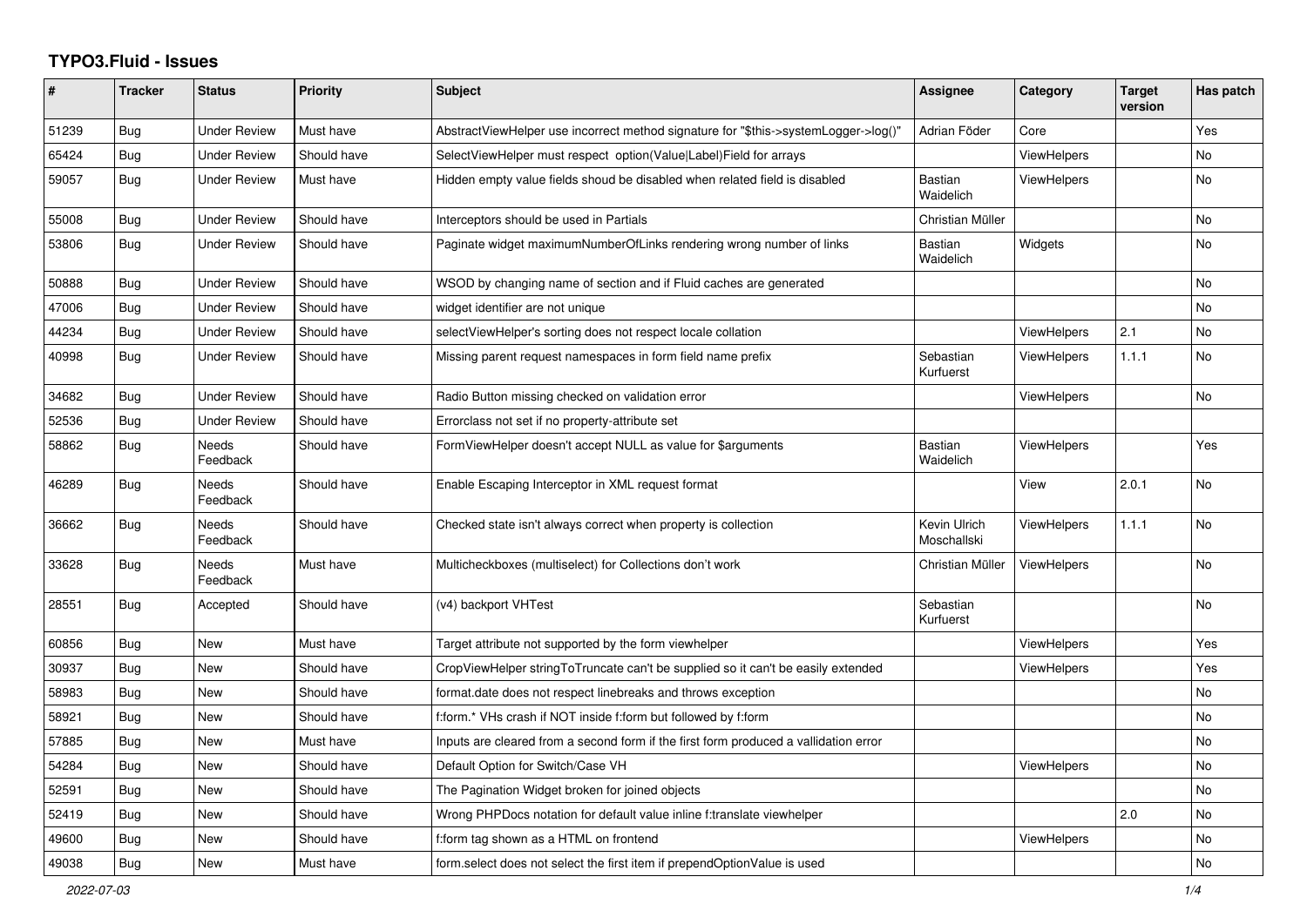# TYPO3.Fluid - Issues

| # | Tracker | Status | Priority | Subject | Assignee | Category | Target version | Has patch |
|---|---|---|---|---|---|---|---|---|
| 51239 | Bug | Under Review | Must have | AbstractViewHelper use incorrect method signature for "$this->systemLogger->log()" | Adrian Föder | Core | | Yes |
| 65424 | Bug | Under Review | Should have | SelectViewHelper must respect option(Value\|Label)Field for arrays | | ViewHelpers | | No |
| 59057 | Bug | Under Review | Must have | Hidden empty value fields shoud be disabled when related field is disabled | Bastian Waidelich | ViewHelpers | | No |
| 55008 | Bug | Under Review | Should have | Interceptors should be used in Partials | Christian Müller | | | No |
| 53806 | Bug | Under Review | Should have | Paginate widget maximumNumberOfLinks rendering wrong number of links | Bastian Waidelich | Widgets | | No |
| 50888 | Bug | Under Review | Should have | WSOD by changing name of section and if Fluid caches are generated | | | | No |
| 47006 | Bug | Under Review | Should have | widget identifier are not unique | | | | No |
| 44234 | Bug | Under Review | Should have | selectViewHelper's sorting does not respect locale collation | | ViewHelpers | 2.1 | No |
| 40998 | Bug | Under Review | Should have | Missing parent request namespaces in form field name prefix | Sebastian Kurfuerst | ViewHelpers | 1.1.1 | No |
| 34682 | Bug | Under Review | Should have | Radio Button missing checked on validation error | | ViewHelpers | | No |
| 52536 | Bug | Under Review | Should have | Errorclass not set if no property-attribute set | | | | |
| 58862 | Bug | Needs Feedback | Should have | FormViewHelper doesn't accept NULL as value for $arguments | Bastian Waidelich | ViewHelpers | | Yes |
| 46289 | Bug | Needs Feedback | Should have | Enable Escaping Interceptor in XML request format | | View | 2.0.1 | No |
| 36662 | Bug | Needs Feedback | Should have | Checked state isn't always correct when property is collection | Kevin Ulrich Moschallski | ViewHelpers | 1.1.1 | No |
| 33628 | Bug | Needs Feedback | Must have | Multicheckboxes (multiselect) for Collections don't work | Christian Müller | ViewHelpers | | No |
| 28551 | Bug | Accepted | Should have | (v4) backport VHTest | Sebastian Kurfuerst | | | No |
| 60856 | Bug | New | Must have | Target attribute not supported by the form viewhelper | | ViewHelpers | | Yes |
| 30937 | Bug | New | Should have | CropViewHelper stringToTruncate can't be supplied so it can't be easily extended | | ViewHelpers | | Yes |
| 58983 | Bug | New | Should have | format.date does not respect linebreaks and throws exception | | | | No |
| 58921 | Bug | New | Should have | f:form.* VHs crash if NOT inside f:form but followed by f:form | | | | No |
| 57885 | Bug | New | Must have | Inputs are cleared from a second form if the first form produced a vallidation error | | | | No |
| 54284 | Bug | New | Should have | Default Option for Switch/Case VH | | ViewHelpers | | No |
| 52591 | Bug | New | Should have | The Pagination Widget broken for joined objects | | | | No |
| 52419 | Bug | New | Should have | Wrong PHPDocs notation for default value inline f:translate viewhelper | | | 2.0 | No |
| 49600 | Bug | New | Should have | f:form tag shown as a HTML on frontend | | ViewHelpers | | No |
| 49038 | Bug | New | Must have | form.select does not select the first item if prependOptionValue is used | | | | No |

2022-07-03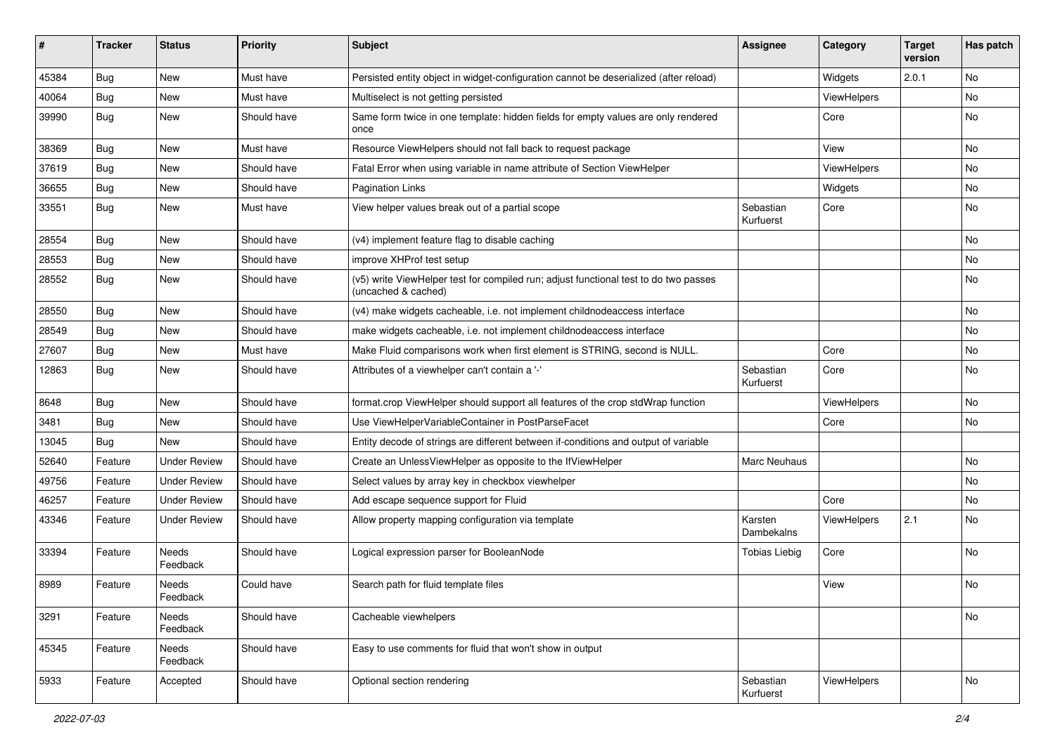| # | Tracker | Status | Priority | Subject | Assignee | Category | Target version | Has patch |
|---|---|---|---|---|---|---|---|---|
| 45384 | Bug | New | Must have | Persisted entity object in widget-configuration cannot be deserialized (after reload) | | Widgets | 2.0.1 | No |
| 40064 | Bug | New | Must have | Multiselect is not getting persisted | | ViewHelpers | | No |
| 39990 | Bug | New | Should have | Same form twice in one template: hidden fields for empty values are only rendered once | | Core | | No |
| 38369 | Bug | New | Must have | Resource ViewHelpers should not fall back to request package | | View | | No |
| 37619 | Bug | New | Should have | Fatal Error when using variable in name attribute of Section ViewHelper | | ViewHelpers | | No |
| 36655 | Bug | New | Should have | Pagination Links | | Widgets | | No |
| 33551 | Bug | New | Must have | View helper values break out of a partial scope | Sebastian Kurfuerst | Core | | No |
| 28554 | Bug | New | Should have | (v4) implement feature flag to disable caching | | | | No |
| 28553 | Bug | New | Should have | improve XHProf test setup | | | | No |
| 28552 | Bug | New | Should have | (v5) write ViewHelper test for compiled run; adjust functional test to do two passes (uncached & cached) | | | | No |
| 28550 | Bug | New | Should have | (v4) make widgets cacheable, i.e. not implement childnodeaccess interface | | | | No |
| 28549 | Bug | New | Should have | make widgets cacheable, i.e. not implement childnodeaccess interface | | | | No |
| 27607 | Bug | New | Must have | Make Fluid comparisons work when first element is STRING, second is NULL. | | Core | | No |
| 12863 | Bug | New | Should have | Attributes of a viewhelper can't contain a '-' | Sebastian Kurfuerst | Core | | No |
| 8648 | Bug | New | Should have | format.crop ViewHelper should support all features of the crop stdWrap function | | ViewHelpers | | No |
| 3481 | Bug | New | Should have | Use ViewHelperVariableContainer in PostParseFacet | | Core | | No |
| 13045 | Bug | New | Should have | Entity decode of strings are different between if-conditions and output of variable | | | | |
| 52640 | Feature | Under Review | Should have | Create an UnlessViewHelper as opposite to the IfViewHelper | Marc Neuhaus | | | No |
| 49756 | Feature | Under Review | Should have | Select values by array key in checkbox viewhelper | | | | No |
| 46257 | Feature | Under Review | Should have | Add escape sequence support for Fluid | | Core | | No |
| 43346 | Feature | Under Review | Should have | Allow property mapping configuration via template | Karsten Dambekalns | ViewHelpers | 2.1 | No |
| 33394 | Feature | Needs Feedback | Should have | Logical expression parser for BooleanNode | Tobias Liebig | Core | | No |
| 8989 | Feature | Needs Feedback | Could have | Search path for fluid template files | | View | | No |
| 3291 | Feature | Needs Feedback | Should have | Cacheable viewhelpers | | | | No |
| 45345 | Feature | Needs Feedback | Should have | Easy to use comments for fluid that won't show in output | | | | |
| 5933 | Feature | Accepted | Should have | Optional section rendering | Sebastian Kurfuerst | ViewHelpers | | No |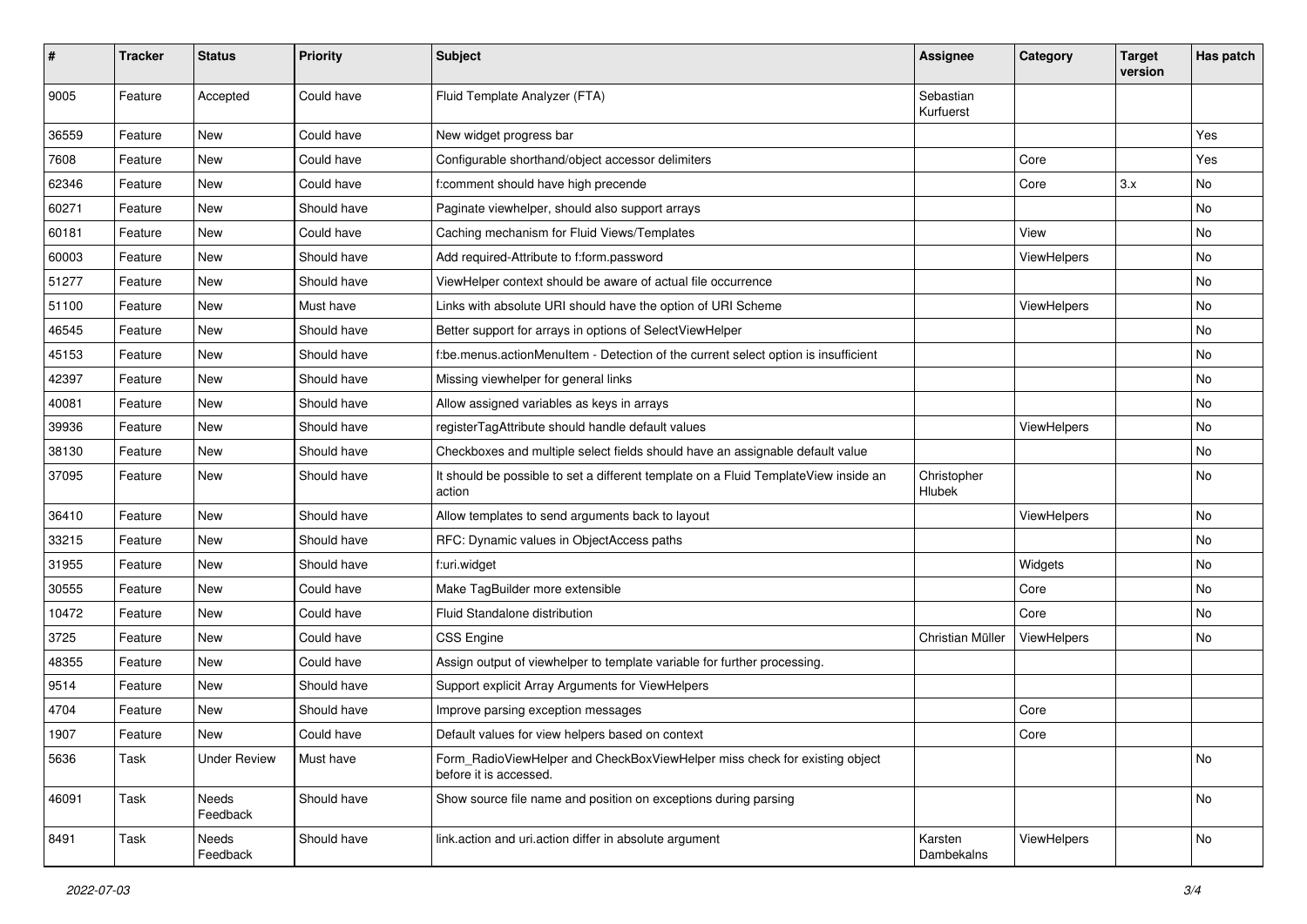| # | Tracker | Status | Priority | Subject | Assignee | Category | Target version | Has patch |
|---|---|---|---|---|---|---|---|---|
| 9005 | Feature | Accepted | Could have | Fluid Template Analyzer (FTA) | Sebastian Kurfuerst | | | |
| 36559 | Feature | New | Could have | New widget progress bar | | | | Yes |
| 7608 | Feature | New | Could have | Configurable shorthand/object accessor delimiters | | Core | | Yes |
| 62346 | Feature | New | Could have | f:comment should have high precende | | Core | 3.x | No |
| 60271 | Feature | New | Should have | Paginate viewhelper, should also support arrays | | | | No |
| 60181 | Feature | New | Could have | Caching mechanism for Fluid Views/Templates | | View | | No |
| 60003 | Feature | New | Should have | Add required-Attribute to f:form.password | | ViewHelpers | | No |
| 51277 | Feature | New | Should have | ViewHelper context should be aware of actual file occurrence | | | | No |
| 51100 | Feature | New | Must have | Links with absolute URI should have the option of URI Scheme | | ViewHelpers | | No |
| 46545 | Feature | New | Should have | Better support for arrays in options of SelectViewHelper | | | | No |
| 45153 | Feature | New | Should have | f:be.menus.actionMenuItem - Detection of the current select option is insufficient | | | | No |
| 42397 | Feature | New | Should have | Missing viewhelper for general links | | | | No |
| 40081 | Feature | New | Should have | Allow assigned variables as keys in arrays | | | | No |
| 39936 | Feature | New | Should have | registerTagAttribute should handle default values | | ViewHelpers | | No |
| 38130 | Feature | New | Should have | Checkboxes and multiple select fields should have an assignable default value | | | | No |
| 37095 | Feature | New | Should have | It should be possible to set a different template on a Fluid TemplateView inside an action | Christopher Hlubek | | | No |
| 36410 | Feature | New | Should have | Allow templates to send arguments back to layout | | ViewHelpers | | No |
| 33215 | Feature | New | Should have | RFC: Dynamic values in ObjectAccess paths | | | | No |
| 31955 | Feature | New | Should have | f:uri.widget | | Widgets | | No |
| 30555 | Feature | New | Could have | Make TagBuilder more extensible | | Core | | No |
| 10472 | Feature | New | Could have | Fluid Standalone distribution | | Core | | No |
| 3725 | Feature | New | Could have | CSS Engine | Christian Müller | ViewHelpers | | No |
| 48355 | Feature | New | Could have | Assign output of viewhelper to template variable for further processing. | | | | |
| 9514 | Feature | New | Should have | Support explicit Array Arguments for ViewHelpers | | | | |
| 4704 | Feature | New | Should have | Improve parsing exception messages | | Core | | |
| 1907 | Feature | New | Could have | Default values for view helpers based on context | | Core | | |
| 5636 | Task | Under Review | Must have | Form_RadioViewHelper and CheckBoxViewHelper miss check for existing object before it is accessed. | | | | No |
| 46091 | Task | Needs Feedback | Should have | Show source file name and position on exceptions during parsing | | | | No |
| 8491 | Task | Needs Feedback | Should have | link.action and uri.action differ in absolute argument | Karsten Dambekalns | ViewHelpers | | No |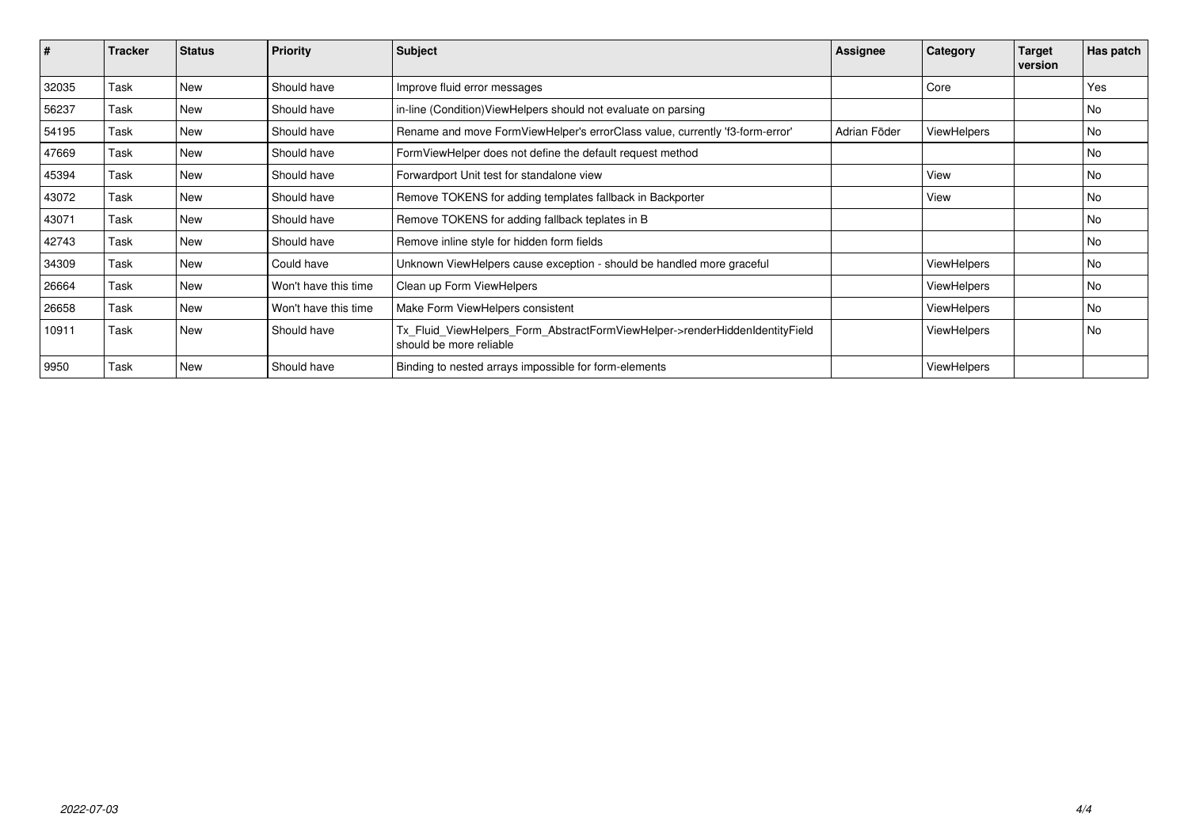| # | Tracker | Status | Priority | Subject | Assignee | Category | Target version | Has patch |
|---|---|---|---|---|---|---|---|---|
| 32035 | Task | New | Should have | Improve fluid error messages | | Core | | Yes |
| 56237 | Task | New | Should have | in-line (Condition)ViewHelpers should not evaluate on parsing | | | | No |
| 54195 | Task | New | Should have | Rename and move FormViewHelper's errorClass value, currently 'f3-form-error' | Adrian Föder | ViewHelpers | | No |
| 47669 | Task | New | Should have | FormViewHelper does not define the default request method | | | | No |
| 45394 | Task | New | Should have | Forwardport Unit test for standalone view | | View | | No |
| 43072 | Task | New | Should have | Remove TOKENS for adding templates fallback in Backporter | | View | | No |
| 43071 | Task | New | Should have | Remove TOKENS for adding fallback teplates in B | | | | No |
| 42743 | Task | New | Should have | Remove inline style for hidden form fields | | | | No |
| 34309 | Task | New | Could have | Unknown ViewHelpers cause exception - should be handled more graceful | | ViewHelpers | | No |
| 26664 | Task | New | Won't have this time | Clean up Form ViewHelpers | | ViewHelpers | | No |
| 26658 | Task | New | Won't have this time | Make Form ViewHelpers consistent | | ViewHelpers | | No |
| 10911 | Task | New | Should have | Tx_Fluid_ViewHelpers_Form_AbstractFormViewHelper->renderHiddenIdentityField should be more reliable | | ViewHelpers | | No |
| 9950 | Task | New | Should have | Binding to nested arrays impossible for form-elements | | ViewHelpers | | |

*2022-07-03*